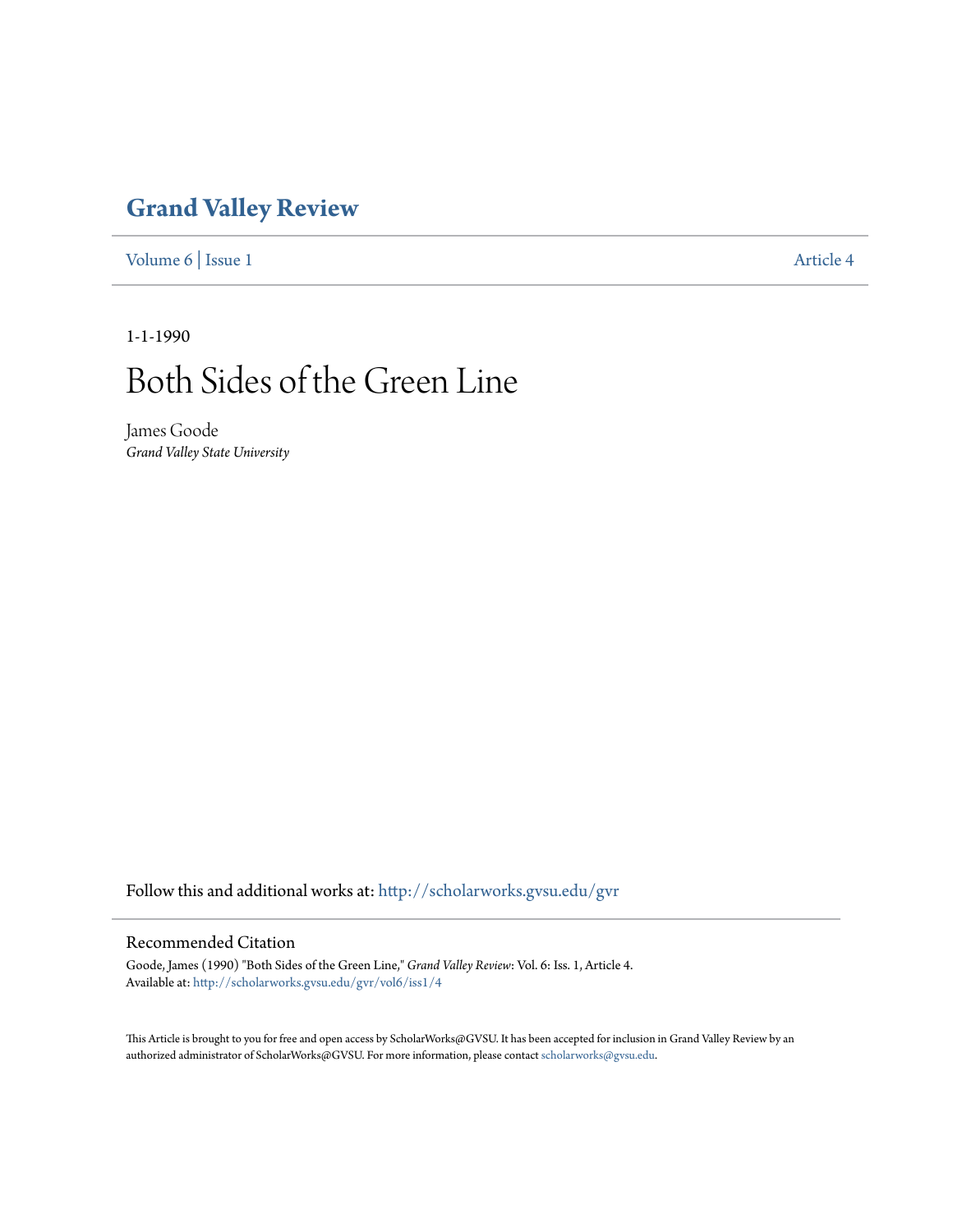# Grand Valley Review

Volume 6 | Issue 1 Article 4

1-1-1990

# Both Sides of the Green Line

James Goode
*Grand Valley State University*

Follow this and additional works at: http://scholarworks.gvsu.edu/gvr

## Recommended Citation

Goode, James (1990) "Both Sides of the Green Line," *Grand Valley Review*: Vol. 6: Iss. 1, Article 4.
Available at: http://scholarworks.gvsu.edu/gvr/vol6/iss1/4

This Article is brought to you for free and open access by ScholarWorks@GVSU. It has been accepted for inclusion in Grand Valley Review by an authorized administrator of ScholarWorks@GVSU. For more information, please contact scholarworks@gvsu.edu.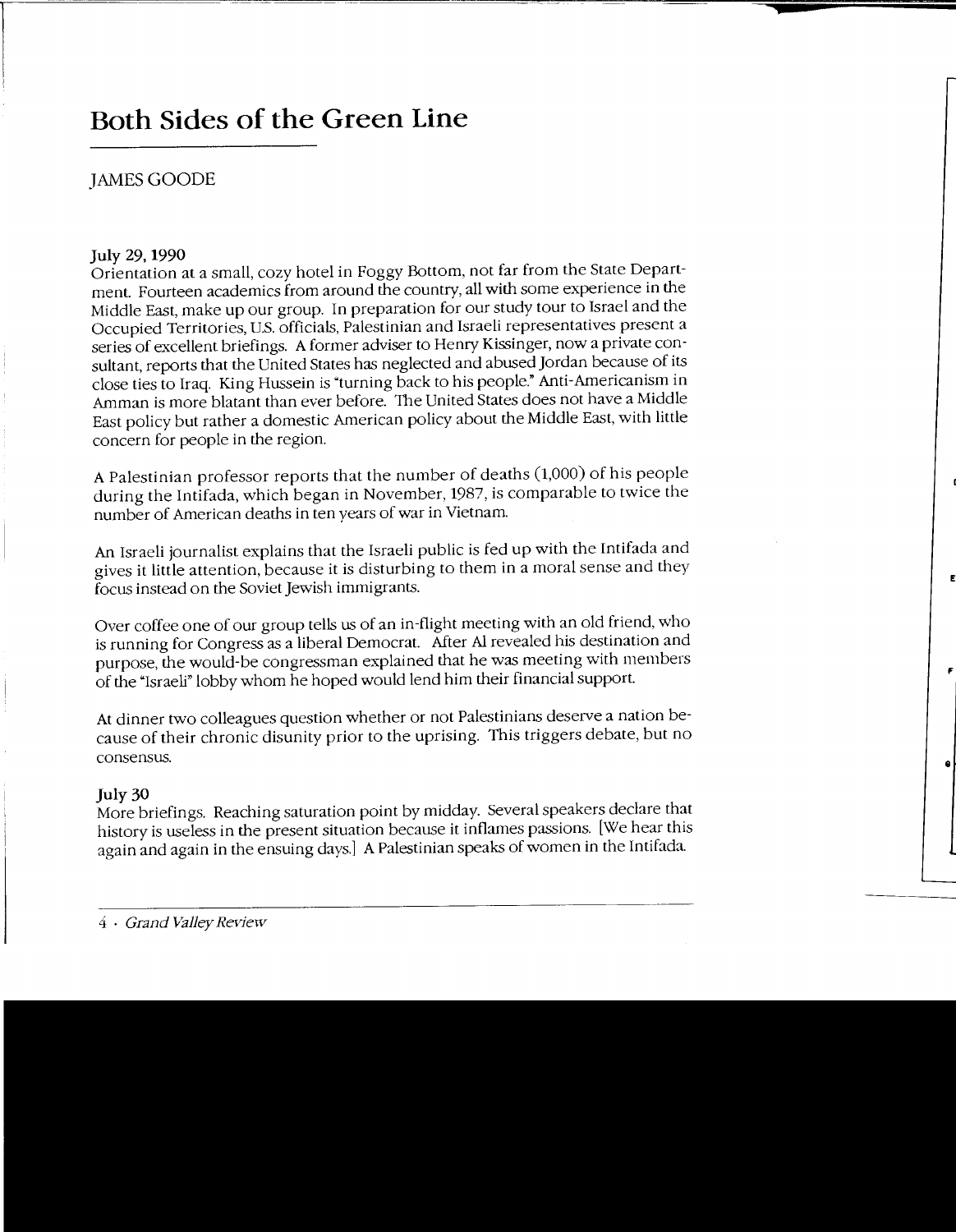# Both Sides of the Green Line

JAMES GOODE

**July 29, 1990**

Orientation at a small, cozy hotel in Foggy Bottom, not far from the State Department. Fourteen academics from around the country, all with some experience in the Middle East, make up our group. In preparation for our study tour to Israel and the Occupied Territories, U.S. officials, Palestinian and Israeli representatives present a series of excellent briefings. A former adviser to Henry Kissinger, now a private consultant, reports that the United States has neglected and abused Jordan because of its close ties to Iraq. King Hussein is "turning back to his people." Anti-Americanism in Amman is more blatant than ever before. The United States does not have a Middle East policy but rather a domestic American policy about the Middle East, with little concern for people in the region.

A Palestinian professor reports that the number of deaths (1,000) of his people during the Intifada, which began in November, 1987, is comparable to twice the number of American deaths in ten years of war in Vietnam.

An Israeli journalist explains that the Israeli public is fed up with the Intifada and gives it little attention, because it is disturbing to them in a moral sense and they focus instead on the Soviet Jewish immigrants.

Over coffee one of our group tells us of an in-flight meeting with an old friend, who is running for Congress as a liberal Democrat. After Al revealed his destination and purpose, the would-be congressman explained that he was meeting with members of the "Israeli" lobby whom he hoped would lend him their financial support.

At dinner two colleagues question whether or not Palestinians deserve a nation because of their chronic disunity prior to the uprising. This triggers debate, but no consensus.

**July 30**

More briefings. Reaching saturation point by midday. Several speakers declare that history is useless in the present situation because it inflames passions. [We hear this again and again in the ensuing days.] A Palestinian speaks of women in the Intifada.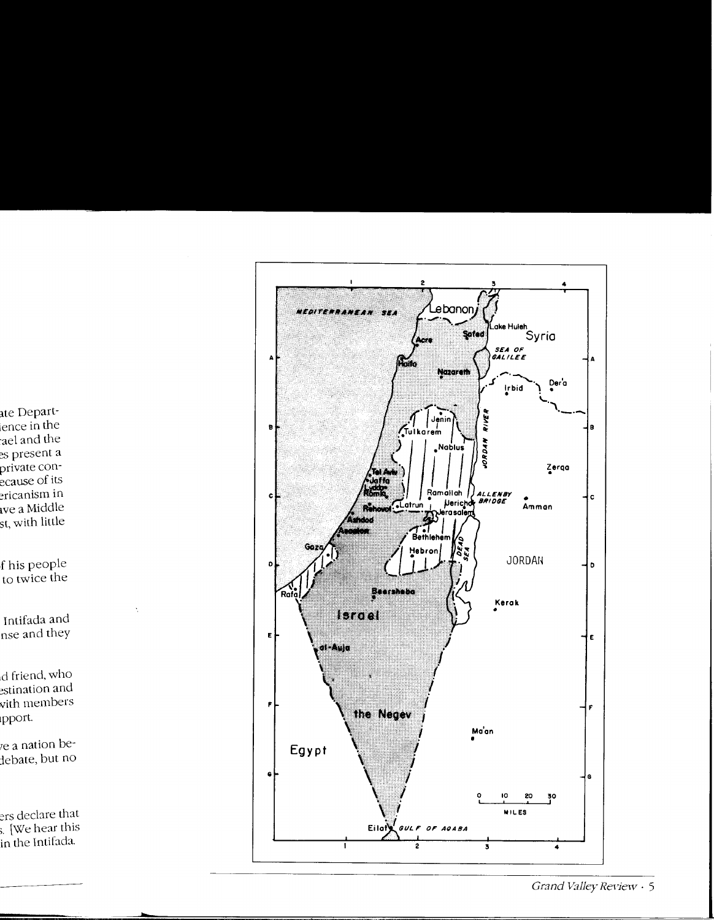ate Depart-
ience in the
rael and the
es present a
private con-
ecause of its
ericanism in
ive a Middle
st, with little

f his people
to twice the

Intifada and
nse and they

d friend, who
estination and
with members
ipport.

ve a nation be-
debate, but no

ers declare that
s. [We hear this
in the Intifada.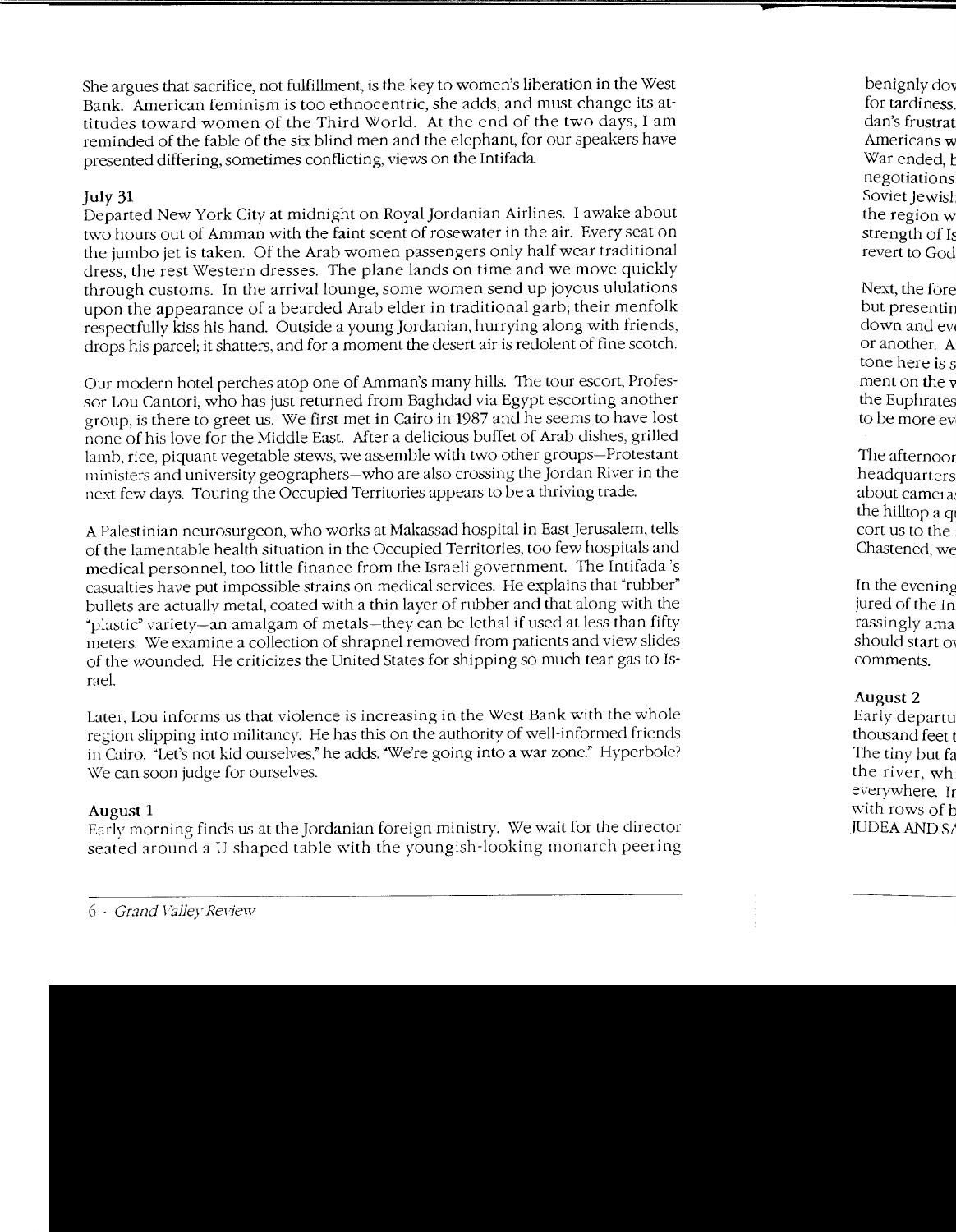She argues that sacrifice, not fulfillment, is the key to women's liberation in the West Bank. American feminism is too ethnocentric, she adds, and must change its attitudes toward women of the Third World. At the end of the two days, I am reminded of the fable of the six blind men and the elephant, for our speakers have presented differing, sometimes conflicting, views on the Intifada.

### July 31

Departed New York City at midnight on Royal Jordanian Airlines. I awake about two hours out of Amman with the faint scent of rosewater in the air. Every seat on the jumbo jet is taken. Of the Arab women passengers only half wear traditional dress, the rest Western dresses. The plane lands on time and we move quickly through customs. In the arrival lounge, some women send up joyous ululations upon the appearance of a bearded Arab elder in traditional garb; their menfolk respectfully kiss his hand. Outside a young Jordanian, hurrying along with friends, drops his parcel; it shatters, and for a moment the desert air is redolent of fine scotch.

Our modern hotel perches atop one of Amman's many hills. The tour escort, Professor Lou Cantori, who has just returned from Baghdad via Egypt escorting another group, is there to greet us. We first met in Cairo in 1987 and he seems to have lost none of his love for the Middle East. After a delicious buffet of Arab dishes, grilled lamb, rice, piquant vegetable stews, we assemble with two other groups—Protestant ministers and university geographers—who are also crossing the Jordan River in the next few days. Touring the Occupied Territories appears to be a thriving trade.

A Palestinian neurosurgeon, who works at Makassad hospital in East Jerusalem, tells of the lamentable health situation in the Occupied Territories, too few hospitals and medical personnel, too little finance from the Israeli government. The Intifada's casualties have put impossible strains on medical services. He explains that "rubber" bullets are actually metal, coated with a thin layer of rubber and that along with the "plastic" variety—an amalgam of metals—they can be lethal if used at less than fifty meters. We examine a collection of shrapnel removed from patients and view slides of the wounded. He criticizes the United States for shipping so much tear gas to Israel.

Later, Lou informs us that violence is increasing in the West Bank with the whole region slipping into militancy. He has this on the authority of well-informed friends in Cairo. "Let's not kid ourselves," he adds. "We're going into a war zone." Hyperbole? We can soon judge for ourselves.

### August 1

Early morning finds us at the Jordanian foreign ministry. We wait for the director seated around a U-shaped table with the youngish-looking monarch peering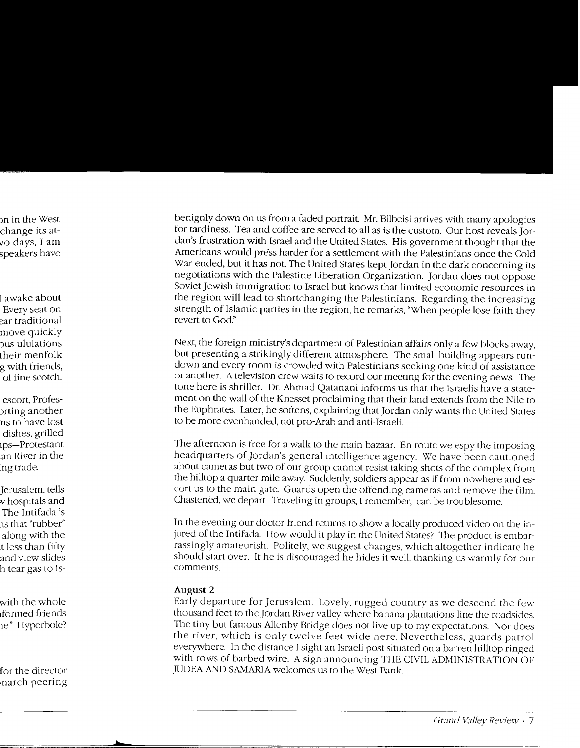benignly down on us from a faded portrait. Mr. Bilbeisi arrives with many apologies for tardiness. Tea and coffee are served to all as is the custom. Our host reveals Jordan's frustration with Israel and the United States. His government thought that the Americans would press harder for a settlement with the Palestinians once the Cold War ended, but it has not. The United States kept Jordan in the dark concerning its negotiations with the Palestine Liberation Organization. Jordan does not oppose Soviet Jewish immigration to Israel but knows that limited economic resources in the region will lead to shortchanging the Palestinians. Regarding the increasing strength of Islamic parties in the region, he remarks, "When people lose faith they revert to God."

Next, the foreign ministry's department of Palestinian affairs only a few blocks away, but presenting a strikingly different atmosphere. The small building appears rundown and every room is crowded with Palestinians seeking one kind of assistance or another. A television crew waits to record our meeting for the evening news. The tone here is shriller. Dr. Ahmad Qatanani informs us that the Israelis have a statement on the wall of the Knesset proclaiming that their land extends from the Nile to the Euphrates. Later, he softens, explaining that Jordan only wants the United States to be more evenhanded, not pro-Arab and anti-Israeli.

The afternoon is free for a walk to the main bazaar. En route we espy the imposing headquarters of Jordan's general intelligence agency. We have been cautioned about cameras but two of our group cannot resist taking shots of the complex from the hilltop a quarter mile away. Suddenly, soldiers appear as if from nowhere and escort us to the main gate. Guards open the offending cameras and remove the film. Chastened, we depart. Traveling in groups, I remember, can be troublesome.

In the evening our doctor friend returns to show a locally produced video on the injured of the Intifada. How would it play in the United States? The product is embarrassingly amateurish. Politely, we suggest changes, which altogether indicate he should start over. If he is discouraged he hides it well, thanking us warmly for our comments.

**August 2**

Early departure for Jerusalem. Lovely, rugged country as we descend the few thousand feet to the Jordan River valley where banana plantations line the roadsides. The tiny but famous Allenby Bridge does not live up to my expectations. Nor does the river, which is only twelve feet wide here. Nevertheless, guards patrol everywhere. In the distance I sight an Israeli post situated on a barren hilltop ringed with rows of barbed wire. A sign announcing THE CIVIL ADMINISTRATION OF JUDEA AND SAMARIA welcomes us to the West Bank.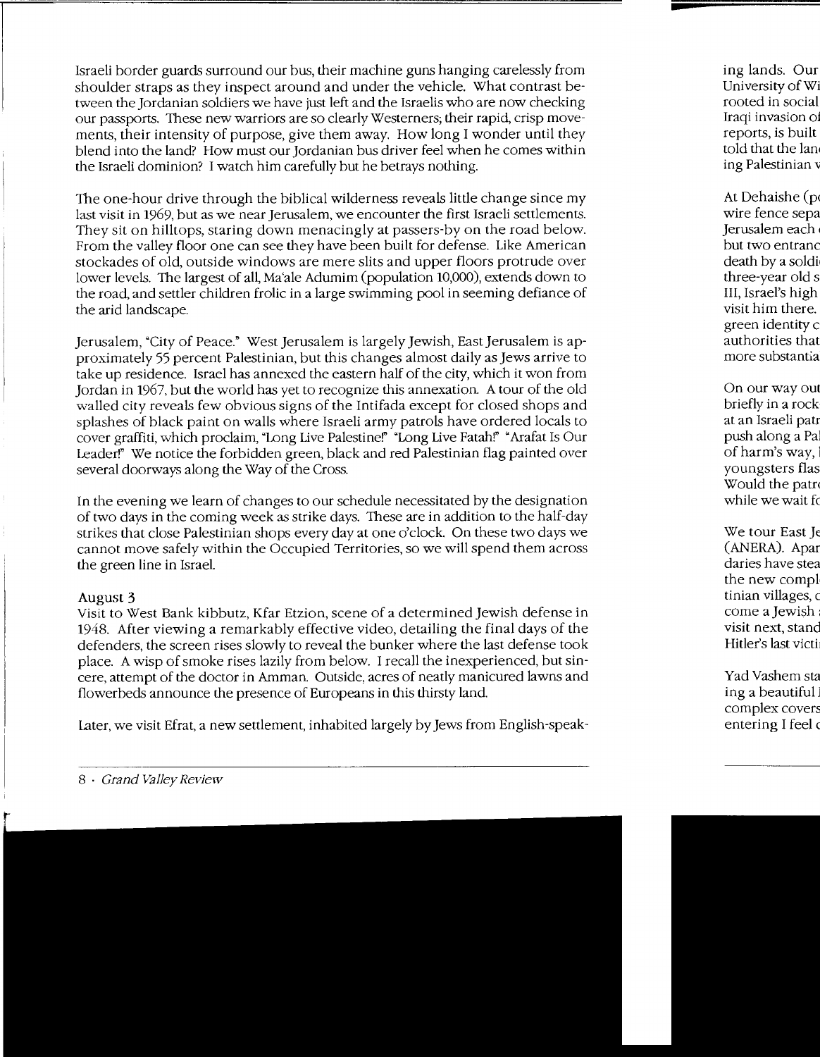Israeli border guards surround our bus, their machine guns hanging carelessly from shoulder straps as they inspect around and under the vehicle. What contrast between the Jordanian soldiers we have just left and the Israelis who are now checking our passports. These new warriors are so clearly Westerners; their rapid, crisp movements, their intensity of purpose, give them away. How long I wonder until they blend into the land? How must our Jordanian bus driver feel when he comes within the Israeli dominion? I watch him carefully but he betrays nothing.

The one-hour drive through the biblical wilderness reveals little change since my last visit in 1969, but as we near Jerusalem, we encounter the first Israeli settlements. They sit on hilltops, staring down menacingly at passers-by on the road below. From the valley floor one can see they have been built for defense. Like American stockades of old, outside windows are mere slits and upper floors protrude over lower levels. The largest of all, Ma'ale Adumim (population 10,000), extends down to the road, and settler children frolic in a large swimming pool in seeming defiance of the arid landscape.

Jerusalem, "City of Peace." West Jerusalem is largely Jewish, East Jerusalem is approximately 55 percent Palestinian, but this changes almost daily as Jews arrive to take up residence. Israel has annexed the eastern half of the city, which it won from Jordan in 1967, but the world has yet to recognize this annexation. A tour of the old walled city reveals few obvious signs of the Intifada except for closed shops and splashes of black paint on walls where Israeli army patrols have ordered locals to cover graffiti, which proclaim, "Long Live Palestine!" "Long Live Fatah!" "Arafat Is Our Leader!" We notice the forbidden green, black and red Palestinian flag painted over several doorways along the Way of the Cross.

In the evening we learn of changes to our schedule necessitated by the designation of two days in the coming week as strike days. These are in addition to the half-day strikes that close Palestinian shops every day at one o'clock. On these two days we cannot move safely within the Occupied Territories, so we will spend them across the green line in Israel.

### August 3

Visit to West Bank kibbutz, Kfar Etzion, scene of a determined Jewish defense in 1948. After viewing a remarkably effective video, detailing the final days of the defenders, the screen rises slowly to reveal the bunker where the last defense took place. A wisp of smoke rises lazily from below. I recall the inexperienced, but sincere, attempt of the doctor in Amman. Outside, acres of neatly manicured lawns and flowerbeds announce the presence of Europeans in this thirsty land.

Later, we visit Efrat, a new settlement, inhabited largely by Jews from English-speak-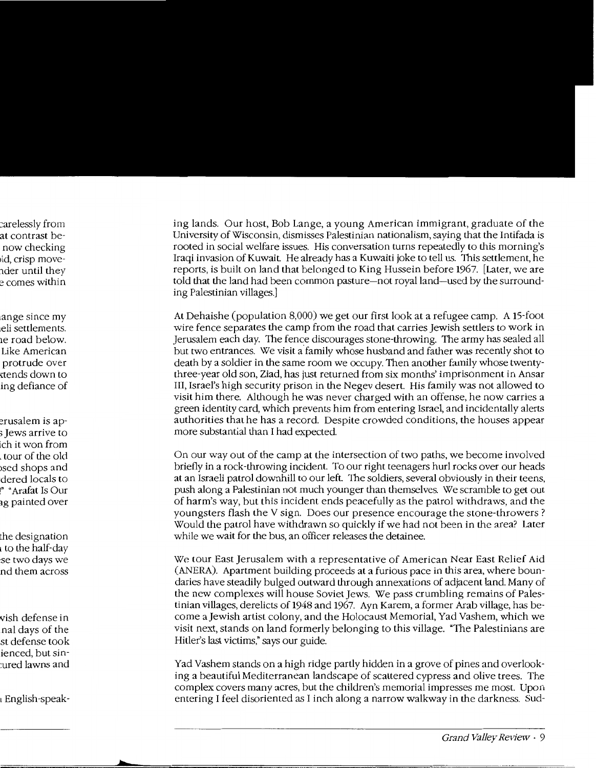ing lands. Our host, Bob Lange, a young American immigrant, graduate of the University of Wisconsin, dismisses Palestinian nationalism, saying that the Intifada is rooted in social welfare issues. His conversation turns repeatedly to this morning's Iraqi invasion of Kuwait. He already has a Kuwaiti joke to tell us. This settlement, he reports, is built on land that belonged to King Hussein before 1967. [Later, we are told that the land had been common pasture—not royal land—used by the surrounding Palestinian villages.]

At Dehaishe (population 8,000) we get our first look at a refugee camp. A 15-foot wire fence separates the camp from the road that carries Jewish settlers to work in Jerusalem each day. The fence discourages stone-throwing. The army has sealed all but two entrances. We visit a family whose husband and father was recently shot to death by a soldier in the same room we occupy. Then another family whose twenty-three-year old son, Ziad, has just returned from six months' imprisonment in Ansar III, Israel's high security prison in the Negev desert. His family was not allowed to visit him there. Although he was never charged with an offense, he now carries a green identity card, which prevents him from entering Israel, and incidentally alerts authorities that he has a record. Despite crowded conditions, the houses appear more substantial than I had expected.

On our way out of the camp at the intersection of two paths, we become involved briefly in a rock-throwing incident. To our right teenagers hurl rocks over our heads at an Israeli patrol downhill to our left. The soldiers, several obviously in their teens, push along a Palestinian not much younger than themselves. We scramble to get out of harm's way, but this incident ends peacefully as the patrol withdraws, and the youngsters flash the V sign. Does our presence encourage the stone-throwers? Would the patrol have withdrawn so quickly if we had not been in the area? Later while we wait for the bus, an officer releases the detainee.

We tour East Jerusalem with a representative of American Near East Relief Aid (ANERA). Apartment building proceeds at a furious pace in this area, where boundaries have steadily bulged outward through annexations of adjacent land. Many of the new complexes will house Soviet Jews. We pass crumbling remains of Palestinian villages, derelicts of 1948 and 1967. Ayn Karem, a former Arab village, has become a Jewish artist colony, and the Holocaust Memorial, Yad Vashem, which we visit next, stands on land formerly belonging to this village. "The Palestinians are Hitler's last victims," says our guide.

Yad Vashem stands on a high ridge partly hidden in a grove of pines and overlooking a beautiful Mediterranean landscape of scattered cypress and olive trees. The complex covers many acres, but the children's memorial impresses me most. Upon entering I feel disoriented as I inch along a narrow walkway in the darkness. Sud-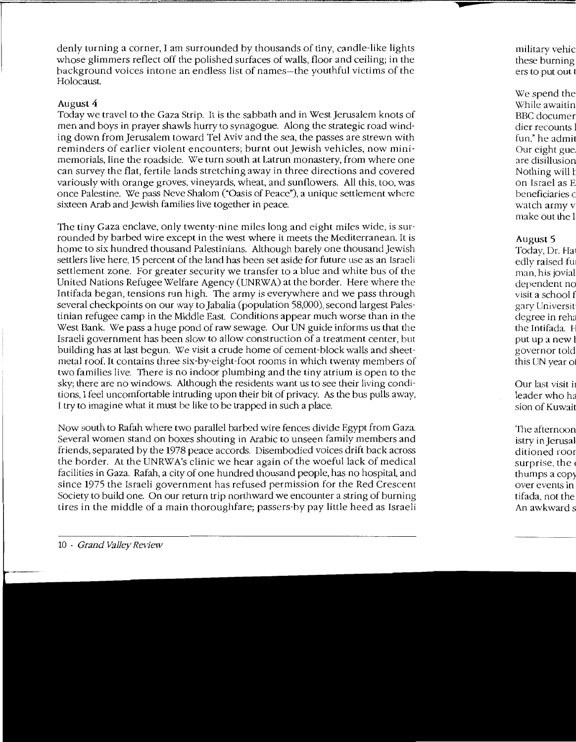denly turning a corner, I am surrounded by thousands of tiny, candle-like lights whose glimmers reflect off the polished surfaces of walls, floor and ceiling; in the background voices intone an endless list of names—the youthful victims of the Holocaust.

### August 4

Today we travel to the Gaza Strip. It is the sabbath and in West Jerusalem knots of men and boys in prayer shawls hurry to synagogue. Along the strategic road winding down from Jerusalem toward Tel Aviv and the sea, the passes are strewn with reminders of earlier violent encounters; burnt out Jewish vehicles, now mini-memorials, line the roadside. We turn south at Latrun monastery, from where one can survey the flat, fertile lands stretching away in three directions and covered variously with orange groves, vineyards, wheat, and sunflowers. All this, too, was once Palestine. We pass Neve Shalom ("Oasis of Peace"), a unique settlement where sixteen Arab and Jewish families live together in peace.

The tiny Gaza enclave, only twenty-nine miles long and eight miles wide, is surrounded by barbed wire except in the west where it meets the Mediterranean. It is home to six hundred thousand Palestinians. Although barely one thousand Jewish settlers live here, 15 percent of the land has been set aside for future use as an Israeli settlement zone. For greater security we transfer to a blue and white bus of the United Nations Refugee Welfare Agency (UNRWA) at the border. Here where the Intifada began, tensions run high. The army is everywhere and we pass through several checkpoints on our way to Jabalia (population 58,000), second largest Palestinian refugee camp in the Middle East. Conditions appear much worse than in the West Bank. We pass a huge pond of raw sewage. Our UN guide informs us that the Israeli government has been slow to allow construction of a treatment center, but building has at last begun. We visit a crude home of cement-block walls and sheet-metal roof. It contains three six-by-eight-foot rooms in which twenty members of two families live. There is no indoor plumbing and the tiny atrium is open to the sky; there are no windows. Although the residents want us to see their living conditions, I feel uncomfortable intruding upon their bit of privacy. As the bus pulls away, I try to imagine what it must be like to be trapped in such a place.

Now south to Rafah where two parallel barbed wire fences divide Egypt from Gaza. Several women stand on boxes shouting in Arabic to unseen family members and friends, separated by the 1978 peace accords. Disembodied voices drift back across the border. At the UNRWA's clinic we hear again of the woeful lack of medical facilities in Gaza. Rafah, a city of one hundred thousand people, has no hospital, and since 1975 the Israeli government has refused permission for the Red Crescent Society to build one. On our return trip northward we encounter a string of burning tires in the middle of a main thoroughfare; passers-by pay little heed as Israeli

military vehic
these burning
ers to put out t

We spend the
While awaitin
BBC documer
dier recounts l
fun," he admit
Our eight gue
are disillusion
Nothing will b
on Israel as E
beneficiaries c
watch army v
make out the l

### August 5

Today, Dr. Ha
edly raised fu
man, his jovial
dependent no
visit a school f
gary Universit
degree in reha
the Intifada. H
put up a new l
governor told
this UN year o

Our last visit i
leader who ha
sion of Kuwait

The afternoon
istry in Jerusal
ditioned roor
surprise, the c
thumps a copy
over events in
tifada, not the
An awkward s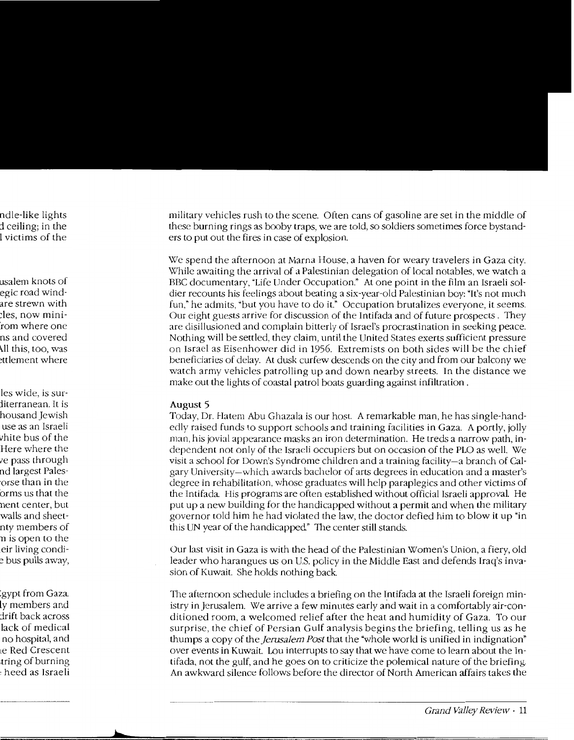military vehicles rush to the scene. Often cans of gasoline are set in the middle of these burning rings as booby traps, we are told, so soldiers sometimes force bystanders to put out the fires in case of explosion.

We spend the afternoon at Marna House, a haven for weary travelers in Gaza city. While awaiting the arrival of a Palestinian delegation of local notables, we watch a BBC documentary, "Life Under Occupation." At one point in the film an Israeli soldier recounts his feelings about beating a six-year-old Palestinian boy: "It's not much fun," he admits, "but you have to do it." Occupation brutalizes everyone, it seems. Our eight guests arrive for discussion of the Intifada and of future prospects. They are disillusioned and complain bitterly of Israel's procrastination in seeking peace. Nothing will be settled, they claim, until the United States exerts sufficient pressure on Israel as Eisenhower did in 1956. Extremists on both sides will be the chief beneficiaries of delay. At dusk curfew descends on the city and from our balcony we watch army vehicles patrolling up and down nearby streets. In the distance we make out the lights of coastal patrol boats guarding against infiltration.

**August 5**

Today, Dr. Hatem Abu Ghazala is our host. A remarkable man, he has single-handedly raised funds to support schools and training facilities in Gaza. A portly, jolly man, his jovial appearance masks an iron determination. He treds a narrow path, independent not only of the Israeli occupiers but on occasion of the PLO as well. We visit a school for Down's Syndrome children and a training facility—a branch of Calgary University—which awards bachelor of arts degrees in education and a master's degree in rehabilitation, whose graduates will help paraplegics and other victims of the Intifada. His programs are often established without official Israeli approval. He put up a new building for the handicapped without a permit and when the military governor told him he had violated the law, the doctor defied him to blow it up "in this UN year of the handicapped." The center still stands.

Our last visit in Gaza is with the head of the Palestinian Women's Union, a fiery, old leader who harangues us on U.S. policy in the Middle East and defends Iraq's invasion of Kuwait. She holds nothing back.

The afternoon schedule includes a briefing on the Intifada at the Israeli foreign ministry in Jerusalem. We arrive a few minutes early and wait in a comfortably air-conditioned room, a welcomed relief after the heat and humidity of Gaza. To our surprise, the chief of Persian Gulf analysis begins the briefing, telling us as he thumps a copy of the *Jerusalem Post* that the "whole world is unified in indignation" over events in Kuwait. Lou interrupts to say that we have come to learn about the Intifada, not the gulf, and he goes on to criticize the polemical nature of the briefing. An awkward silence follows before the director of North American affairs takes the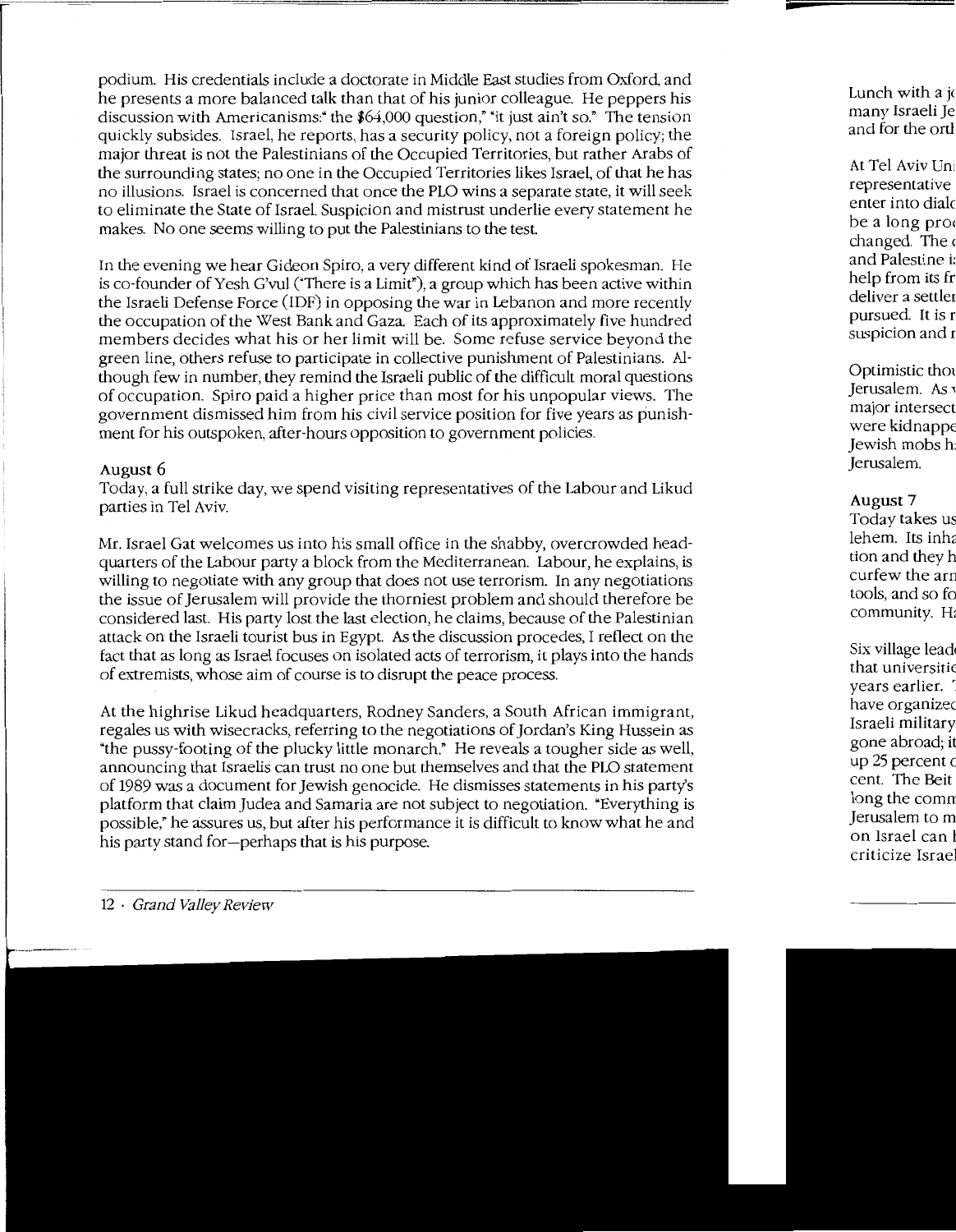podium. His credentials include a doctorate in Middle East studies from Oxford, and he presents a more balanced talk than that of his junior colleague. He peppers his discussion with Americanisms:" the $64,000 question," "it just ain't so." The tension quickly subsides. Israel, he reports, has a security policy, not a foreign policy; the major threat is not the Palestinians of the Occupied Territories, but rather Arabs of the surrounding states; no one in the Occupied Territories likes Israel, of that he has no illusions. Israel is concerned that once the PLO wins a separate state, it will seek to eliminate the State of Israel. Suspicion and mistrust underlie every statement he makes. No one seems willing to put the Palestinians to the test.

In the evening we hear Gideon Spiro, a very different kind of Israeli spokesman. He is co-founder of Yesh G'vul ("There is a Limit"), a group which has been active within the Israeli Defense Force (IDF) in opposing the war in Lebanon and more recently the occupation of the West Bank and Gaza. Each of its approximately five hundred members decides what his or her limit will be. Some refuse service beyond the green line, others refuse to participate in collective punishment of Palestinians. Although few in number, they remind the Israeli public of the difficult moral questions of occupation. Spiro paid a higher price than most for his unpopular views. The government dismissed him from his civil service position for five years as punishment for his outspoken, after-hours opposition to government policies.

### August 6

Today, a full strike day, we spend visiting representatives of the Labour and Likud parties in Tel Aviv.

Mr. Israel Gat welcomes us into his small office in the shabby, overcrowded headquarters of the Labour party a block from the Mediterranean. Labour, he explains, is willing to negotiate with any group that does not use terrorism. In any negotiations the issue of Jerusalem will provide the thorniest problem and should therefore be considered last. His party lost the last election, he claims, because of the Palestinian attack on the Israeli tourist bus in Egypt. As the discussion procedes, I reflect on the fact that as long as Israel focuses on isolated acts of terrorism, it plays into the hands of extremists, whose aim of course is to disrupt the peace process.

At the highrise Likud headquarters, Rodney Sanders, a South African immigrant, regales us with wisecracks, referring to the negotiations of Jordan's King Hussein as "the pussy-footing of the plucky little monarch." He reveals a tougher side as well, announcing that Israelis can trust no one but themselves and that the PLO statement of 1989 was a document for Jewish genocide. He dismisses statements in his party's platform that claim Judea and Samaria are not subject to negotiation. "Everything is possible," he assures us, but after his performance it is difficult to know what he and his party stand for—perhaps that is his purpose.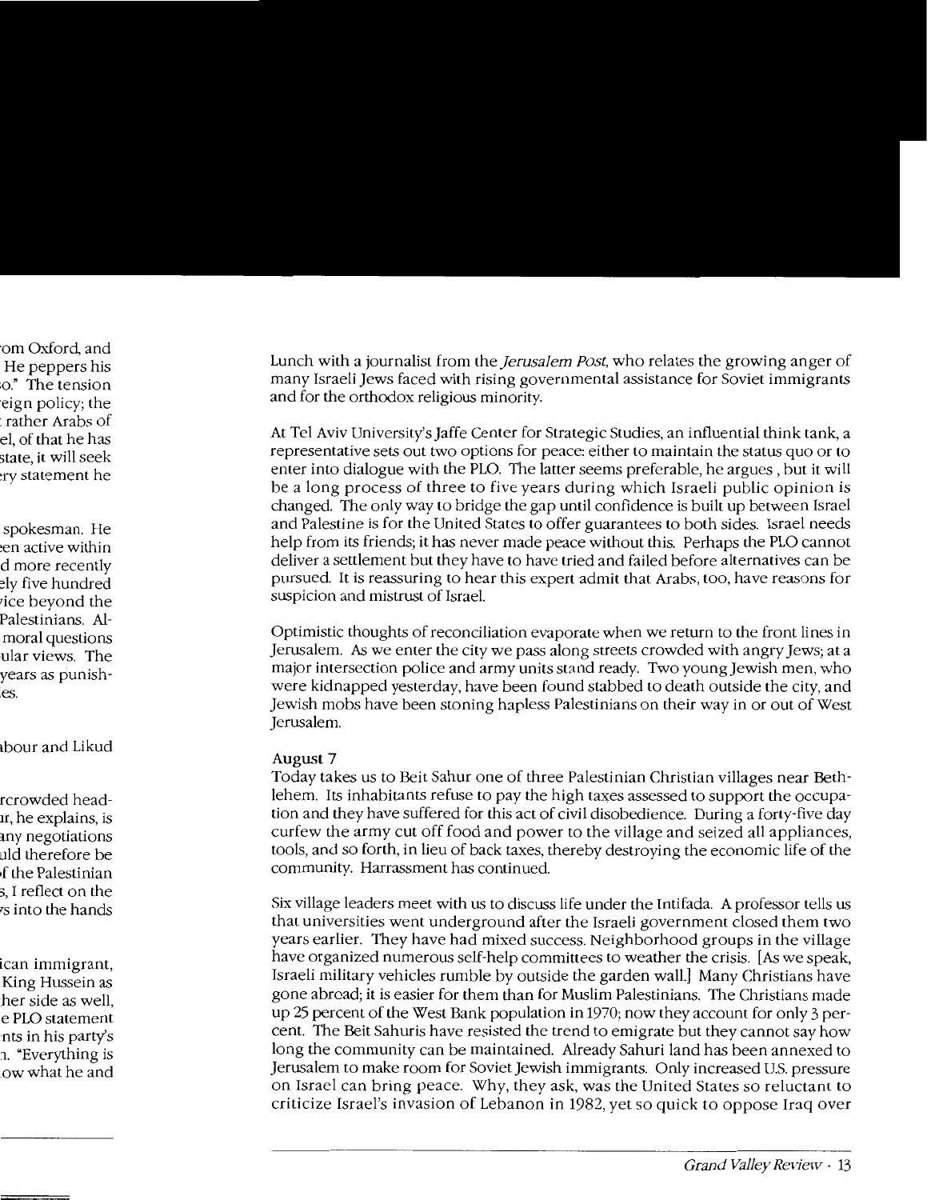Lunch with a journalist from the *Jerusalem Post*, who relates the growing anger of many Israeli Jews faced with rising governmental assistance for Soviet immigrants and for the orthodox religious minority.

At Tel Aviv University's Jaffe Center for Strategic Studies, an influential think tank, a representative sets out two options for peace: either to maintain the status quo or to enter into dialogue with the PLO. The latter seems preferable, he argues , but it will be a long process of three to five years during which Israeli public opinion is changed. The only way to bridge the gap until confidence is built up between Israel and Palestine is for the United States to offer guarantees to both sides. Israel needs help from its friends; it has never made peace without this. Perhaps the PLO cannot deliver a settlement but they have to have tried and failed before alternatives can be pursued. It is reassuring to hear this expert admit that Arabs, too, have reasons for suspicion and mistrust of Israel.

Optimistic thoughts of reconciliation evaporate when we return to the front lines in Jerusalem. As we enter the city we pass along streets crowded with angry Jews; at a major intersection police and army units stand ready. Two young Jewish men, who were kidnapped yesterday, have been found stabbed to death outside the city, and Jewish mobs have been stoning hapless Palestinians on their way in or out of West Jerusalem.

**August 7**

Today takes us to Beit Sahur one of three Palestinian Christian villages near Bethlehem. Its inhabitants refuse to pay the high taxes assessed to support the occupation and they have suffered for this act of civil disobedience. During a forty-five day curfew the army cut off food and power to the village and seized all appliances, tools, and so forth, in lieu of back taxes, thereby destroying the economic life of the community. Harrassment has continued.

Six village leaders meet with us to discuss life under the Intifada. A professor tells us that universities went underground after the Israeli government closed them two years earlier. They have had mixed success. Neighborhood groups in the village have organized numerous self-help committees to weather the crisis. [As we speak, Israeli military vehicles rumble by outside the garden wall.] Many Christians have gone abroad; it is easier for them than for Muslim Palestinians. The Christians made up 25 percent of the West Bank population in 1970; now they account for only 3 percent. The Beit Sahuris have resisted the trend to emigrate but they cannot say how long the community can be maintained. Already Sahuri land has been annexed to Jerusalem to make room for Soviet Jewish immigrants. Only increased U.S. pressure on Israel can bring peace. Why, they ask, was the United States so reluctant to criticize Israel's invasion of Lebanon in 1982, yet so quick to oppose Iraq over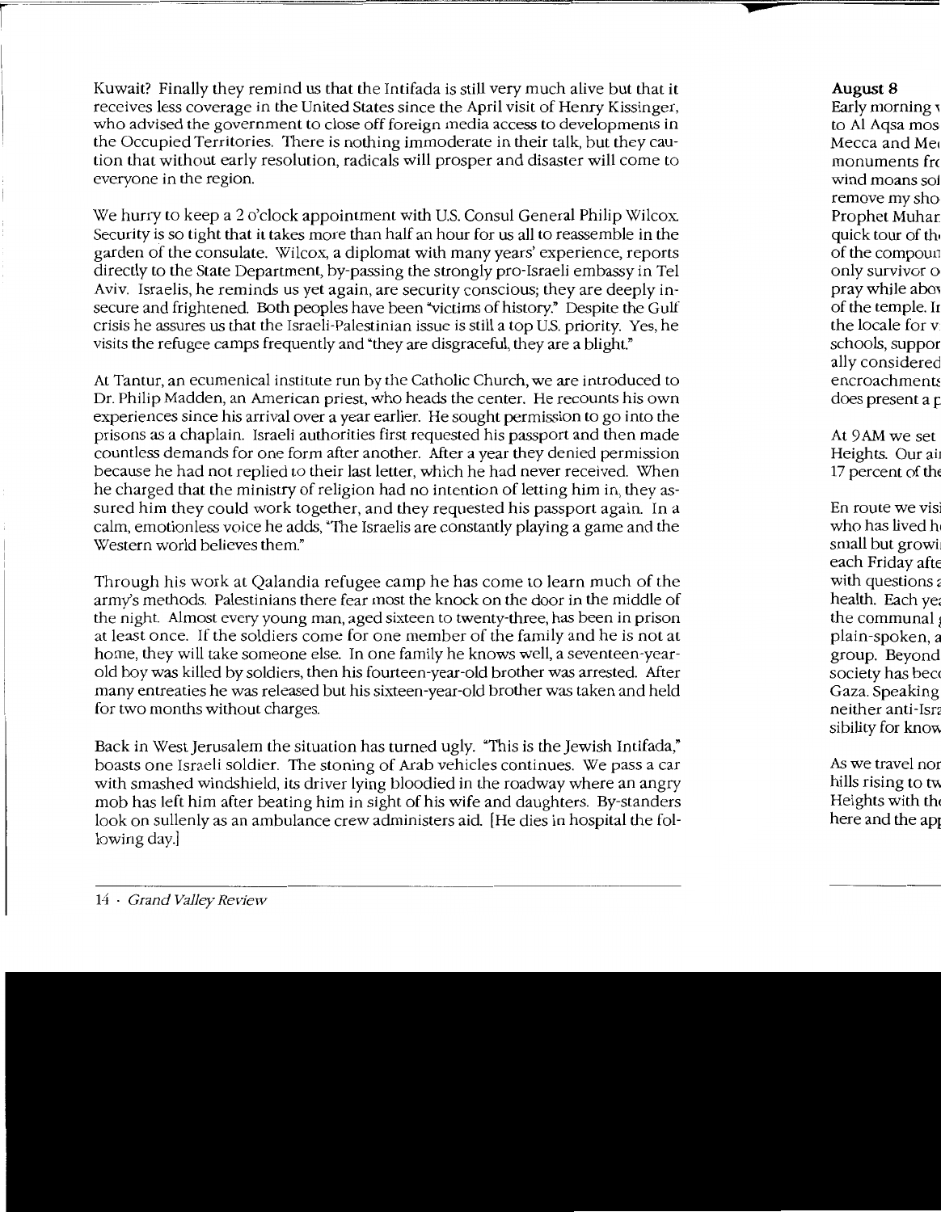Kuwait? Finally they remind us that the Intifada is still very much alive but that it receives less coverage in the United States since the April visit of Henry Kissinger, who advised the government to close off foreign media access to developments in the Occupied Territories. There is nothing immoderate in their talk, but they caution that without early resolution, radicals will prosper and disaster will come to everyone in the region.

We hurry to keep a 2 o'clock appointment with U.S. Consul General Philip Wilcox. Security is so tight that it takes more than half an hour for us all to reassemble in the garden of the consulate. Wilcox, a diplomat with many years' experience, reports directly to the State Department, by-passing the strongly pro-Israeli embassy in Tel Aviv. Israelis, he reminds us yet again, are security conscious; they are deeply insecure and frightened. Both peoples have been "victims of history." Despite the Gulf crisis he assures us that the Israeli-Palestinian issue is still a top U.S. priority. Yes, he visits the refugee camps frequently and "they are disgraceful, they are a blight."

At Tantur, an ecumenical institute run by the Catholic Church, we are introduced to Dr. Philip Madden, an American priest, who heads the center. He recounts his own experiences since his arrival over a year earlier. He sought permission to go into the prisons as a chaplain. Israeli authorities first requested his passport and then made countless demands for one form after another. After a year they denied permission because he had not replied to their last letter, which he had never received. When he charged that the ministry of religion had no intention of letting him in, they assured him they could work together, and they requested his passport again. In a calm, emotionless voice he adds, "The Israelis are constantly playing a game and the Western world believes them."

Through his work at Qalandia refugee camp he has come to learn much of the army's methods. Palestinians there fear most the knock on the door in the middle of the night. Almost every young man, aged sixteen to twenty-three, has been in prison at least once. If the soldiers come for one member of the family and he is not at home, they will take someone else. In one family he knows well, a seventeen-year-old boy was killed by soldiers, then his fourteen-year-old brother was arrested. After many entreaties he was released but his sixteen-year-old brother was taken and held for two months without charges.

Back in West Jerusalem the situation has turned ugly. "This is the Jewish Intifada," boasts one Israeli soldier. The stoning of Arab vehicles continues. We pass a car with smashed windshield, its driver lying bloodied in the roadway where an angry mob has left him after beating him in sight of his wife and daughters. By-standers look on sullenly as an ambulance crew administers aid. [He dies in hospital the following day.]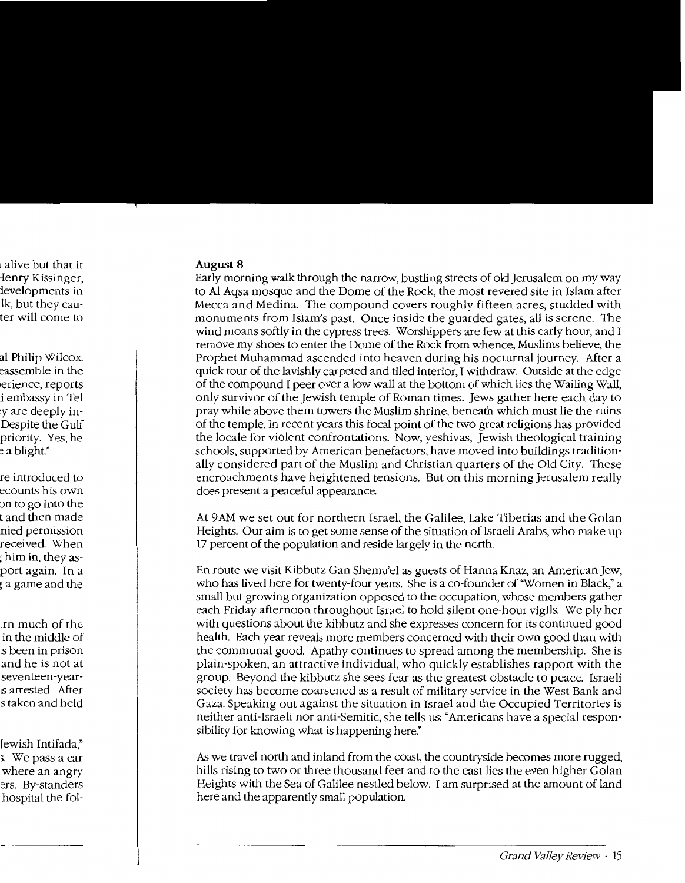**August 8**

Early morning walk through the narrow, bustling streets of old Jerusalem on my way to Al Aqsa mosque and the Dome of the Rock, the most revered site in Islam after Mecca and Medina. The compound covers roughly fifteen acres, studded with monuments from Islam's past. Once inside the guarded gates, all is serene. The wind moans softly in the cypress trees. Worshippers are few at this early hour, and I remove my shoes to enter the Dome of the Rock from whence, Muslims believe, the Prophet Muhammad ascended into heaven during his nocturnal journey. After a quick tour of the lavishly carpeted and tiled interior, I withdraw. Outside at the edge of the compound I peer over a low wall at the bottom of which lies the Wailing Wall, only survivor of the Jewish temple of Roman times. Jews gather here each day to pray while above them towers the Muslim shrine, beneath which must lie the ruins of the temple. In recent years this focal point of the two great religions has provided the locale for violent confrontations. Now, yeshivas, Jewish theological training schools, supported by American benefactors, have moved into buildings traditionally considered part of the Muslim and Christian quarters of the Old City. These encroachments have heightened tensions. But on this morning Jerusalem really does present a peaceful appearance.

At 9AM we set out for northern Israel, the Galilee, Lake Tiberias and the Golan Heights. Our aim is to get some sense of the situation of Israeli Arabs, who make up 17 percent of the population and reside largely in the north.

En route we visit Kibbutz Gan Shemu'el as guests of Hanna Knaz, an American Jew, who has lived here for twenty-four years. She is a co-founder of "Women in Black," a small but growing organization opposed to the occupation, whose members gather each Friday afternoon throughout Israel to hold silent one-hour vigils. We ply her with questions about the kibbutz and she expresses concern for its continued good health. Each year reveals more members concerned with their own good than with the communal good. Apathy continues to spread among the membership. She is plain-spoken, an attractive individual, who quickly establishes rapport with the group. Beyond the kibbutz she sees fear as the greatest obstacle to peace. Israeli society has become coarsened as a result of military service in the West Bank and Gaza. Speaking out against the situation in Israel and the Occupied Territories is neither anti-Israeli nor anti-Semitic, she tells us: "Americans have a special responsibility for knowing what is happening here."

As we travel north and inland from the coast, the countryside becomes more rugged, hills rising to two or three thousand feet and to the east lies the even higher Golan Heights with the Sea of Galilee nestled below. I am surprised at the amount of land here and the apparently small population.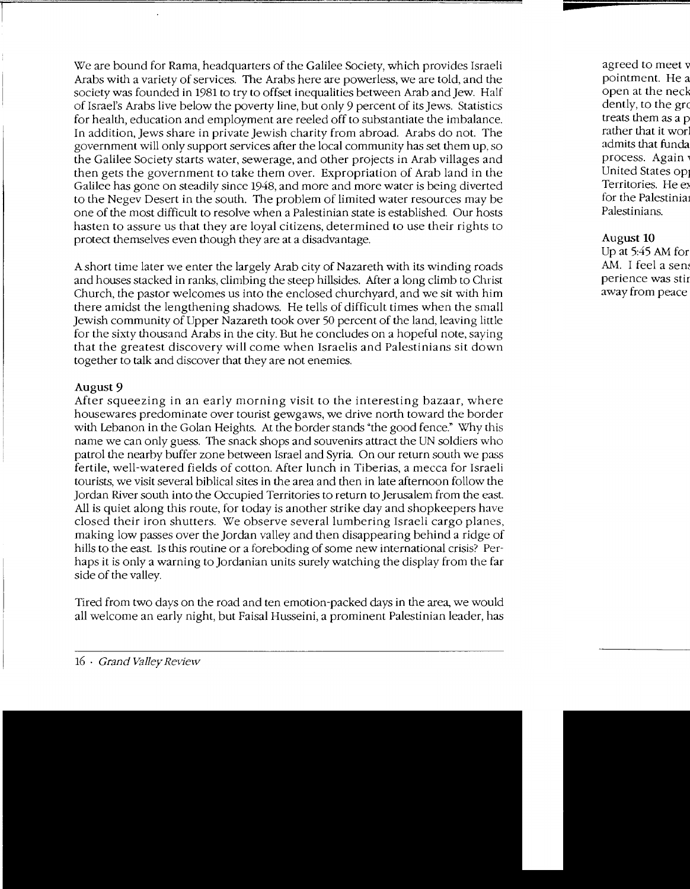We are bound for Rama, headquarters of the Galilee Society, which provides Israeli Arabs with a variety of services. The Arabs here are powerless, we are told, and the society was founded in 1981 to try to offset inequalities between Arab and Jew. Half of Israel's Arabs live below the poverty line, but only 9 percent of its Jews. Statistics for health, education and employment are reeled off to substantiate the imbalance. In addition, Jews share in private Jewish charity from abroad. Arabs do not. The government will only support services after the local community has set them up, so the Galilee Society starts water, sewerage, and other projects in Arab villages and then gets the government to take them over. Expropriation of Arab land in the Galilee has gone on steadily since 1948, and more and more water is being diverted to the Negev Desert in the south. The problem of limited water resources may be one of the most difficult to resolve when a Palestinian state is established. Our hosts hasten to assure us that they are loyal citizens, determined to use their rights to protect themselves even though they are at a disadvantage.

A short time later we enter the largely Arab city of Nazareth with its winding roads and houses stacked in ranks, climbing the steep hillsides. After a long climb to Christ Church, the pastor welcomes us into the enclosed churchyard, and we sit with him there amidst the lengthening shadows. He tells of difficult times when the small Jewish community of Upper Nazareth took over 50 percent of the land, leaving little for the sixty thousand Arabs in the city. But he concludes on a hopeful note, saying that the greatest discovery will come when Israelis and Palestinians sit down together to talk and discover that they are not enemies.

**August 9**

After squeezing in an early morning visit to the interesting bazaar, where housewares predominate over tourist gewgaws, we drive north toward the border with Lebanon in the Golan Heights. At the border stands "the good fence." Why this name we can only guess. The snack shops and souvenirs attract the UN soldiers who patrol the nearby buffer zone between Israel and Syria. On our return south we pass fertile, well-watered fields of cotton. After lunch in Tiberias, a mecca for Israeli tourists, we visit several biblical sites in the area and then in late afternoon follow the Jordan River south into the Occupied Territories to return to Jerusalem from the east. All is quiet along this route, for today is another strike day and shopkeepers have closed their iron shutters. We observe several lumbering Israeli cargo planes, making low passes over the Jordan valley and then disappearing behind a ridge of hills to the east. Is this routine or a foreboding of some new international crisis? Perhaps it is only a warning to Jordanian units surely watching the display from the far side of the valley.

Tired from two days on the road and ten emotion-packed days in the area, we would all welcome an early night, but Faisal Husseini, a prominent Palestinian leader, has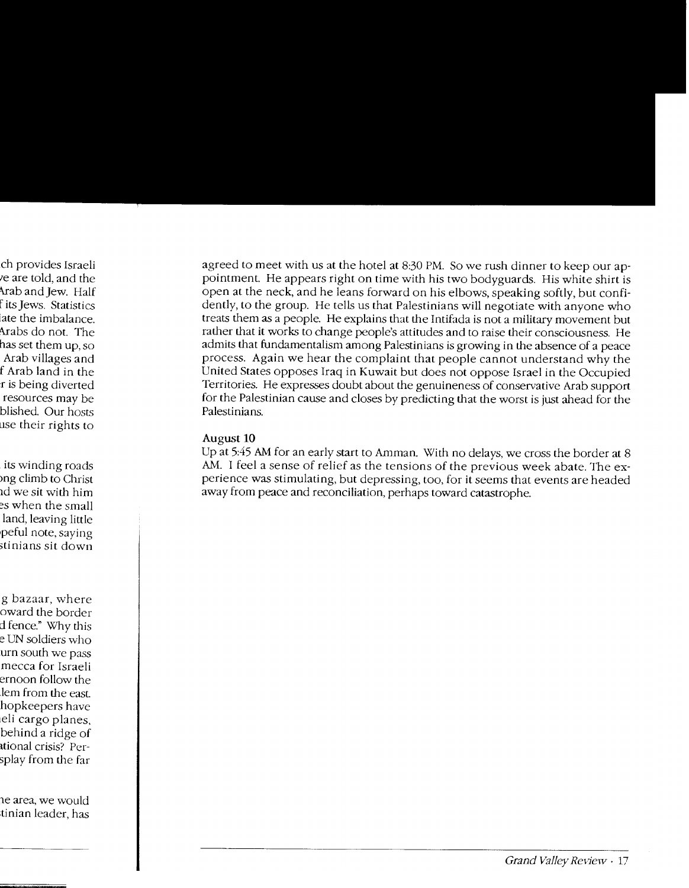agreed to meet with us at the hotel at 8:30 PM. So we rush dinner to keep our appointment. He appears right on time with his two bodyguards. His white shirt is open at the neck, and he leans forward on his elbows, speaking softly, but confidently, to the group. He tells us that Palestinians will negotiate with anyone who treats them as a people. He explains that the Intifada is not a military movement but rather that it works to change people's attitudes and to raise their consciousness. He admits that fundamentalism among Palestinians is growing in the absence of a peace process. Again we hear the complaint that people cannot understand why the United States opposes Iraq in Kuwait but does not oppose Israel in the Occupied Territories. He expresses doubt about the genuineness of conservative Arab support for the Palestinian cause and closes by predicting that the worst is just ahead for the Palestinians.

**August 10**

Up at 5:45 AM for an early start to Amman. With no delays, we cross the border at 8 AM. I feel a sense of relief as the tensions of the previous week abate. The experience was stimulating, but depressing, too, for it seems that events are headed away from peace and reconciliation, perhaps toward catastrophe.